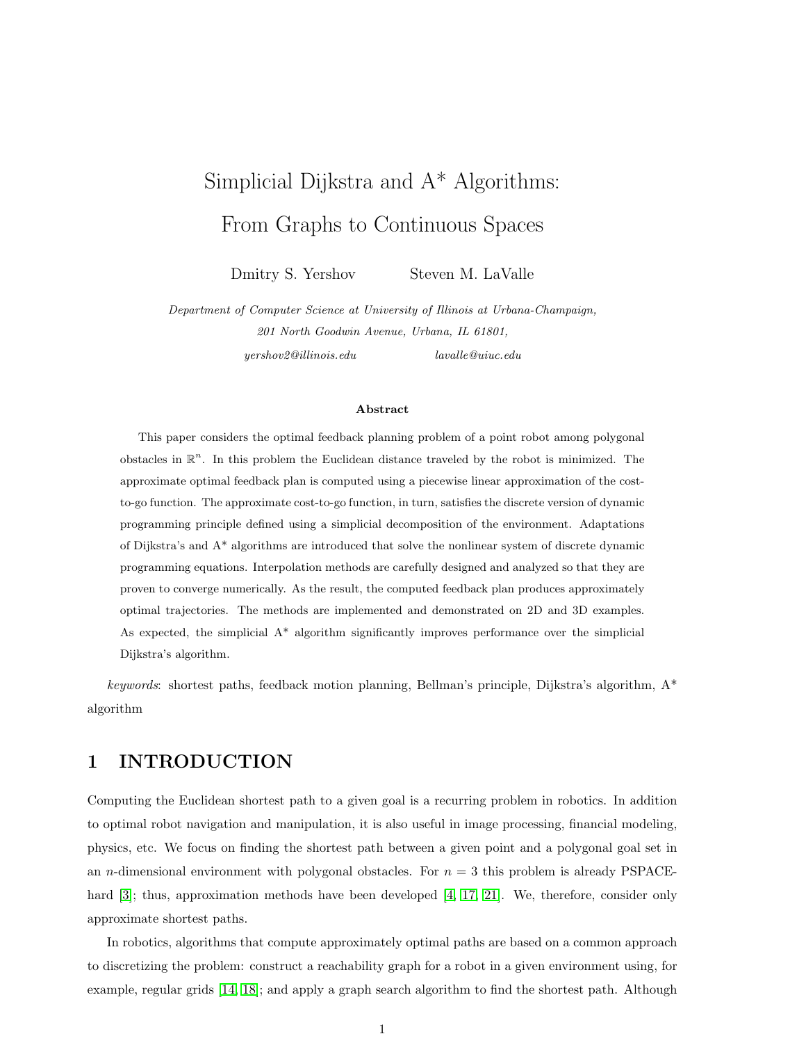# Simplicial Dijkstra and A* Algorithms: From Graphs to Continuous Spaces

Dmitry S. Yershov Steven M. LaValle

*Department of Computer Science at University of Illinois at Urbana-Champaign,*
*201 North Goodwin Avenue, Urbana, IL 61801,*
*yershov2@illinois.edu lavalle@uiuc.edu*

### Abstract

This paper considers the optimal feedback planning problem of a point robot among polygonal obstacles in $\mathbb{R}^n$. In this problem the Euclidean distance traveled by the robot is minimized. The approximate optimal feedback plan is computed using a piecewise linear approximation of the cost-to-go function. The approximate cost-to-go function, in turn, satisfies the discrete version of dynamic programming principle defined using a simplicial decomposition of the environment. Adaptations of Dijkstra's and A* algorithms are introduced that solve the nonlinear system of discrete dynamic programming equations. Interpolation methods are carefully designed and analyzed so that they are proven to converge numerically. As the result, the computed feedback plan produces approximately optimal trajectories. The methods are implemented and demonstrated on 2D and 3D examples. As expected, the simplicial A* algorithm significantly improves performance over the simplicial Dijkstra's algorithm.

*keywords*: shortest paths, feedback motion planning, Bellman's principle, Dijkstra's algorithm, A* algorithm

## 1 INTRODUCTION

Computing the Euclidean shortest path to a given goal is a recurring problem in robotics. In addition to optimal robot navigation and manipulation, it is also useful in image processing, financial modeling, physics, etc. We focus on finding the shortest path between a given point and a polygonal goal set in an $n$-dimensional environment with polygonal obstacles. For $n = 3$ this problem is already PSPACE-hard [3]; thus, approximation methods have been developed [4, 17, 21]. We, therefore, consider only approximate shortest paths.

In robotics, algorithms that compute approximately optimal paths are based on a common approach to discretizing the problem: construct a reachability graph for a robot in a given environment using, for example, regular grids [14, 18]; and apply a graph search algorithm to find the shortest path. Although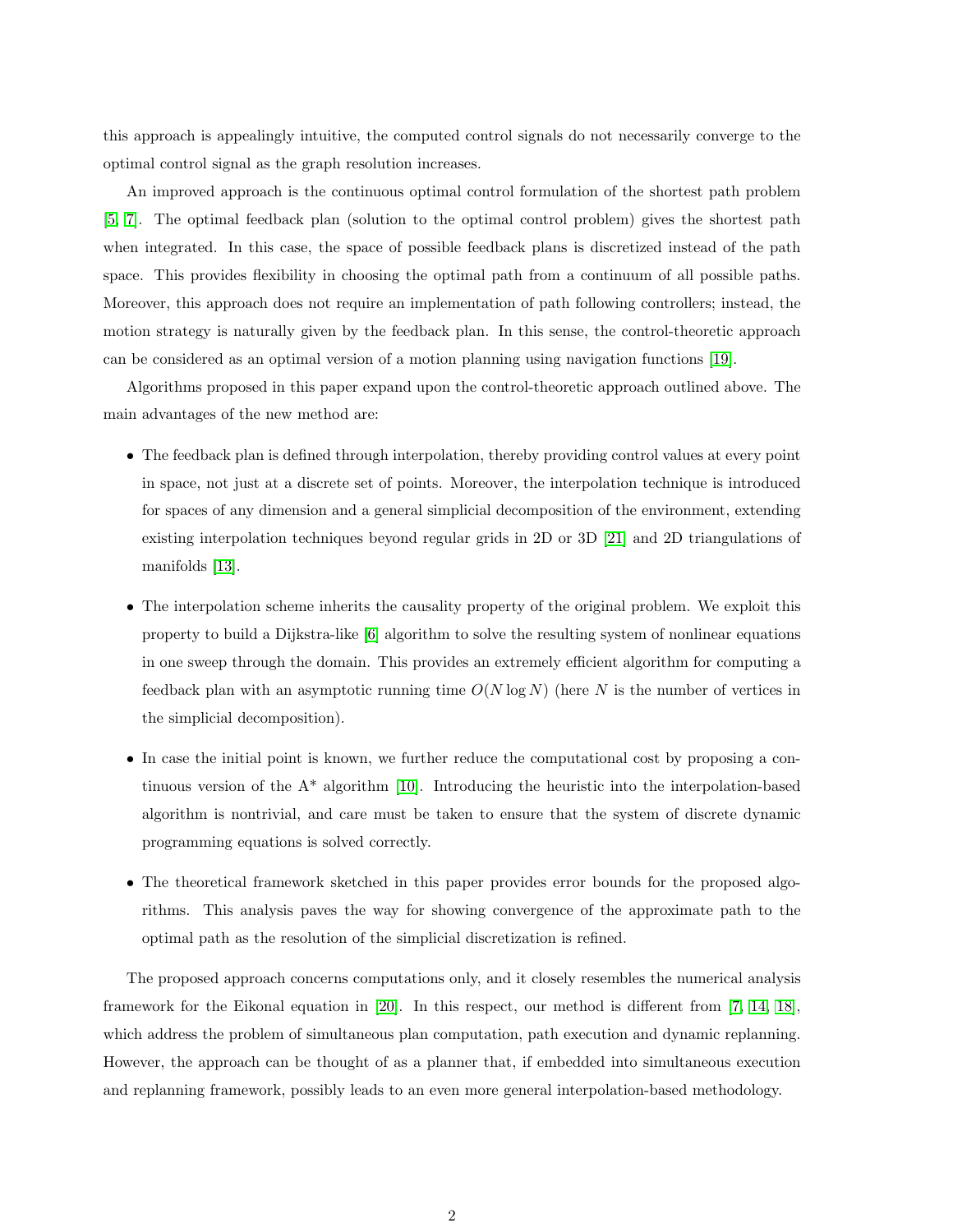this approach is appealingly intuitive, the computed control signals do not necessarily converge to the optimal control signal as the graph resolution increases.

An improved approach is the continuous optimal control formulation of the shortest path problem [5, 7]. The optimal feedback plan (solution to the optimal control problem) gives the shortest path when integrated. In this case, the space of possible feedback plans is discretized instead of the path space. This provides flexibility in choosing the optimal path from a continuum of all possible paths. Moreover, this approach does not require an implementation of path following controllers; instead, the motion strategy is naturally given by the feedback plan. In this sense, the control-theoretic approach can be considered as an optimal version of a motion planning using navigation functions [19].

Algorithms proposed in this paper expand upon the control-theoretic approach outlined above. The main advantages of the new method are:

- The feedback plan is defined through interpolation, thereby providing control values at every point in space, not just at a discrete set of points. Moreover, the interpolation technique is introduced for spaces of any dimension and a general simplicial decomposition of the environment, extending existing interpolation techniques beyond regular grids in 2D or 3D [21] and 2D triangulations of manifolds [13].

- The interpolation scheme inherits the causality property of the original problem. We exploit this property to build a Dijkstra-like [6] algorithm to solve the resulting system of nonlinear equations in one sweep through the domain. This provides an extremely efficient algorithm for computing a feedback plan with an asymptotic running time $O(N \log N)$ (here $N$ is the number of vertices in the simplicial decomposition).

- In case the initial point is known, we further reduce the computational cost by proposing a continuous version of the A* algorithm [10]. Introducing the heuristic into the interpolation-based algorithm is nontrivial, and care must be taken to ensure that the system of discrete dynamic programming equations is solved correctly.

- The theoretical framework sketched in this paper provides error bounds for the proposed algorithms. This analysis paves the way for showing convergence of the approximate path to the optimal path as the resolution of the simplicial discretization is refined.

The proposed approach concerns computations only, and it closely resembles the numerical analysis framework for the Eikonal equation in [20]. In this respect, our method is different from [7, 14, 18], which address the problem of simultaneous plan computation, path execution and dynamic replanning. However, the approach can be thought of as a planner that, if embedded into simultaneous execution and replanning framework, possibly leads to an even more general interpolation-based methodology.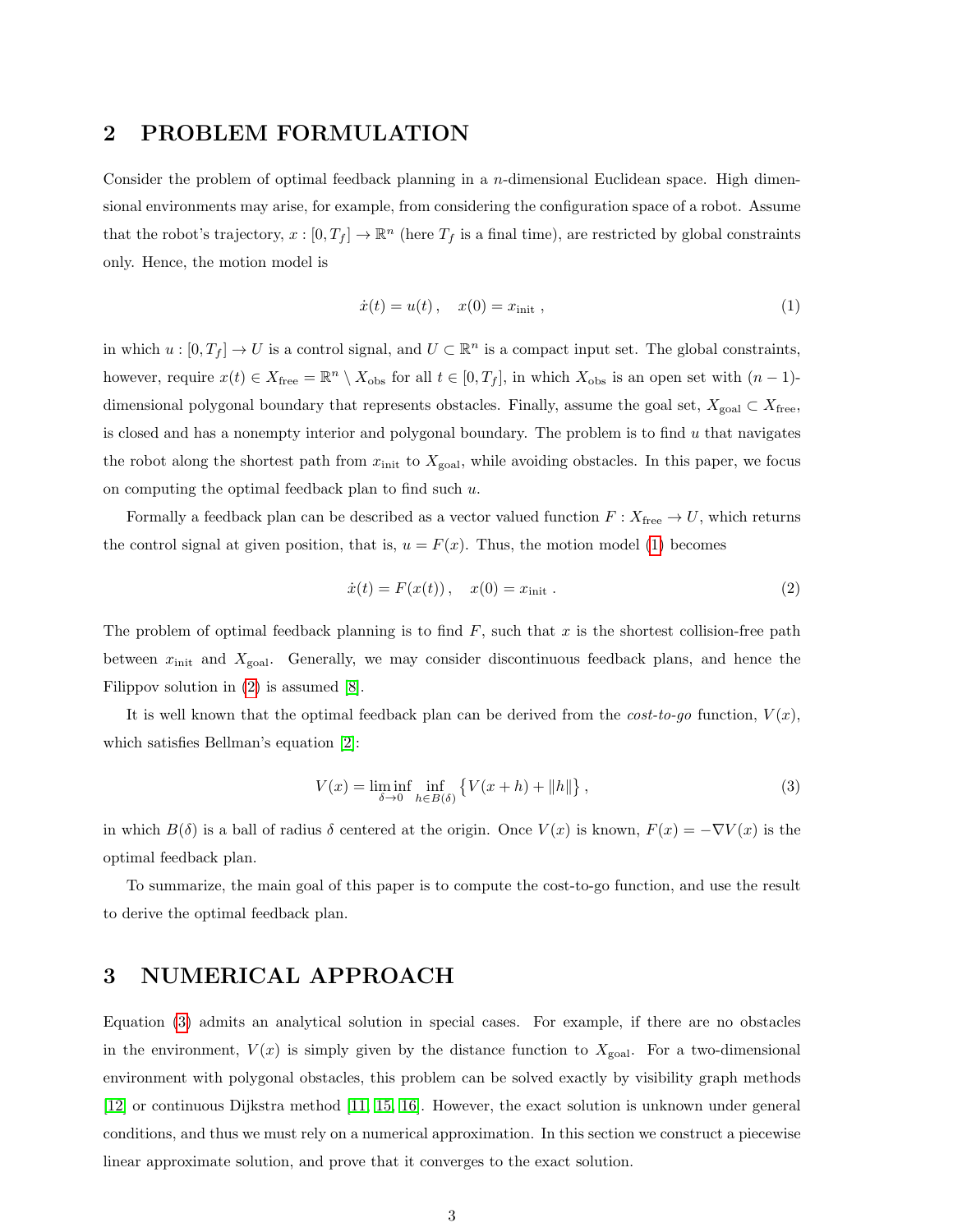## 2 PROBLEM FORMULATION

Consider the problem of optimal feedback planning in a $n$-dimensional Euclidean space. High dimensional environments may arise, for example, from considering the configuration space of a robot. Assume that the robot's trajectory, $x : [0, T_f] \to \mathbb{R}^n$ (here $T_f$ is a final time), are restricted by global constraints only. Hence, the motion model is

$$\dot{x}(t) = u(t) \,, \quad x(0) = x_{\text{init}} \,, \tag{1}$$

in which $u : [0, T_f] \to U$ is a control signal, and $U \subset \mathbb{R}^n$ is a compact input set. The global constraints, however, require $x(t) \in X_{\text{free}} = \mathbb{R}^n \setminus X_{\text{obs}}$ for all $t \in [0, T_f]$, in which $X_{\text{obs}}$ is an open set with $(n-1)$-dimensional polygonal boundary that represents obstacles. Finally, assume the goal set, $X_{\text{goal}} \subset X_{\text{free}}$, is closed and has a nonempty interior and polygonal boundary. The problem is to find $u$ that navigates the robot along the shortest path from $x_{\text{init}}$ to $X_{\text{goal}}$, while avoiding obstacles. In this paper, we focus on computing the optimal feedback plan to find such $u$.

Formally a feedback plan can be described as a vector valued function $F : X_{\text{free}} \to U$, which returns the control signal at given position, that is, $u = F(x)$. Thus, the motion model (1) becomes

$$\dot{x}(t) = F(x(t)) \,, \quad x(0) = x_{\text{init}} \,. \tag{2}$$

The problem of optimal feedback planning is to find $F$, such that $x$ is the shortest collision-free path between $x_{\text{init}}$ and $X_{\text{goal}}$. Generally, we may consider discontinuous feedback plans, and hence the Filippov solution in (2) is assumed [8].

It is well known that the optimal feedback plan can be derived from the *cost-to-go* function, $V(x)$, which satisfies Bellman's equation [2]:

$$V(x) = \liminf_{\delta \to 0} \inf_{h \in B(\delta)} \left\{ V(x+h) + \|h\| \right\} , \tag{3}$$

in which $B(\delta)$ is a ball of radius $\delta$ centered at the origin. Once $V(x)$ is known, $F(x) = -\nabla V(x)$ is the optimal feedback plan.

To summarize, the main goal of this paper is to compute the cost-to-go function, and use the result to derive the optimal feedback plan.

## 3 NUMERICAL APPROACH

Equation (3) admits an analytical solution in special cases. For example, if there are no obstacles in the environment, $V(x)$ is simply given by the distance function to $X_{\text{goal}}$. For a two-dimensional environment with polygonal obstacles, this problem can be solved exactly by visibility graph methods [12] or continuous Dijkstra method [11, 15, 16]. However, the exact solution is unknown under general conditions, and thus we must rely on a numerical approximation. In this section we construct a piecewise linear approximate solution, and prove that it converges to the exact solution.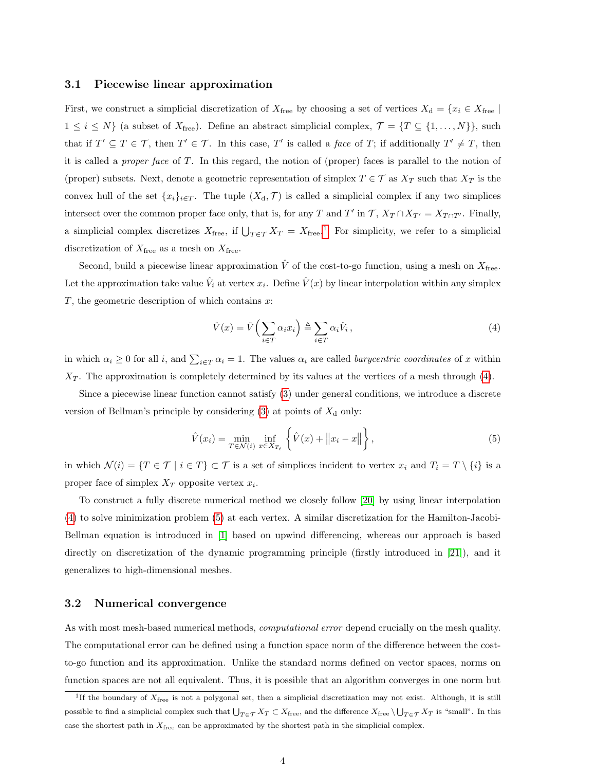### 3.1 Piecewise linear approximation

First, we construct a simplicial discretization of $X_{\text{free}}$ by choosing a set of vertices $X_{\text{d}} = \{x_i \in X_{\text{free}} \mid 1 \le i \le N\}$ (a subset of $X_{\text{free}}$). Define an abstract simplicial complex, $\mathcal{T} = \{T \subseteq \{1, \ldots, N\}\}$, such that if $T' \subseteq T \in \mathcal{T}$, then $T' \in \mathcal{T}$. In this case, $T'$ is called a *face* of $T$; if additionally $T' \ne T$, then it is called a *proper face* of $T$. In this regard, the notion of (proper) faces is parallel to the notion of (proper) subsets. Next, denote a geometric representation of simplex $T \in \mathcal{T}$ as $X_T$ such that $X_T$ is the convex hull of the set $\{x_i\}_{i \in T}$. The tuple $(X_{\text{d}}, \mathcal{T})$ is called a simplicial complex if any two simplices intersect over the common proper face only, that is, for any $T$ and $T'$ in $\mathcal{T}$, $X_T \cap X_{T'} = X_{T \cap T'}$. Finally, a simplicial complex discretizes $X_{\text{free}}$, if $\bigcup_{T \in \mathcal{T}} X_T = X_{\text{free}}$.[1] For simplicity, we refer to a simplicial discretization of $X_{\text{free}}$ as a mesh on $X_{\text{free}}$.

Second, build a piecewise linear approximation $\hat{V}$ of the cost-to-go function, using a mesh on $X_{\text{free}}$. Let the approximation take value $\hat{V}_i$ at vertex $x_i$. Define $\hat{V}(x)$ by linear interpolation within any simplex $T$, the geometric description of which contains $x$:

$$\hat{V}(x) = \hat{V}\Big(\sum_{i \in T} \alpha_i x_i\Big) \triangleq \sum_{i \in T} \alpha_i \hat{V}_i \,, \tag{4}$$

in which $\alpha_i \ge 0$ for all $i$, and $\sum_{i \in T} \alpha_i = 1$. The values $\alpha_i$ are called *barycentric coordinates* of $x$ within $X_T$. The approximation is completely determined by its values at the vertices of a mesh through (4).

Since a piecewise linear function cannot satisfy (3) under general conditions, we introduce a discrete version of Bellman's principle by considering (3) at points of $X_{\text{d}}$ only:

$$\hat{V}(x_i) = \min_{T \in \mathcal{N}(i)} \inf_{x \in X_{T_i}} \left\{ \hat{V}(x) + \left\| x_i - x \right\| \right\}, \tag{5}$$

in which $\mathcal{N}(i) = \{T \in \mathcal{T} \mid i \in T\} \subset \mathcal{T}$ is a set of simplices incident to vertex $x_i$ and $T_i = T \setminus \{i\}$ is a proper face of simplex $X_T$ opposite vertex $x_i$.

To construct a fully discrete numerical method we closely follow [20] by using linear interpolation (4) to solve minimization problem (5) at each vertex. A similar discretization for the Hamilton-Jacobi-Bellman equation is introduced in [1] based on upwind differencing, whereas our approach is based directly on discretization of the dynamic programming principle (firstly introduced in [21]), and it generalizes to high-dimensional meshes.

### 3.2 Numerical convergence

As with most mesh-based numerical methods, *computational error* depend crucially on the mesh quality. The computational error can be defined using a function space norm of the difference between the cost-to-go function and its approximation. Unlike the standard norms defined on vector spaces, norms on function spaces are not all equivalent. Thus, it is possible that an algorithm converges in one norm but

[1] If the boundary of $X_{\text{free}}$ is not a polygonal set, then a simplicial discretization may not exist. Although, it is still possible to find a simplicial complex such that $\bigcup_{T \in \mathcal{T}} X_T \subset X_{\text{free}}$, and the difference $X_{\text{free}} \setminus \bigcup_{T \in \mathcal{T}} X_T$ is "small". In this case the shortest path in $X_{\text{free}}$ can be approximated by the shortest path in the simplicial complex.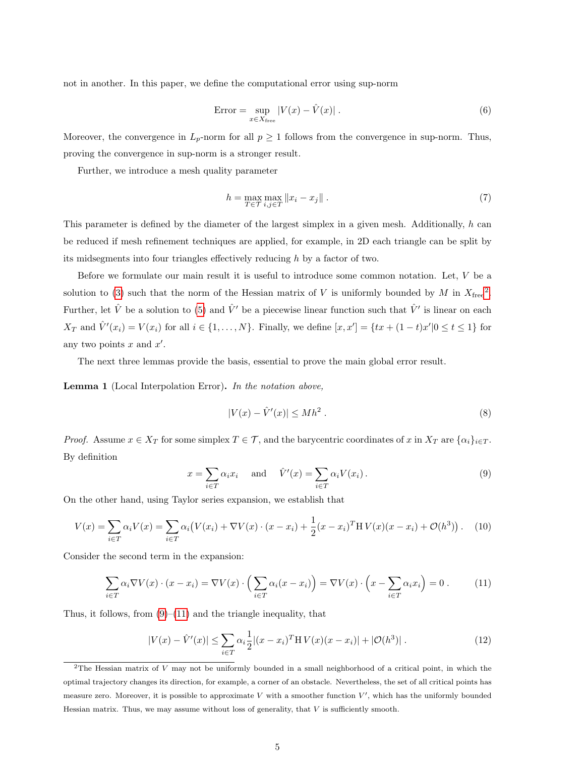not in another. In this paper, we define the computational error using sup-norm

$$\text{Error} = \sup_{x \in X_{\text{free}}} |V(x) - \hat{V}(x)| \,. \tag{6}$$

Moreover, the convergence in $L_p$-norm for all $p \geq 1$ follows from the convergence in sup-norm. Thus, proving the convergence in sup-norm is a stronger result.

Further, we introduce a mesh quality parameter

$$h = \max_{T \in \mathcal{T}} \max_{i,j \in T} \|x_i - x_j\| \,. \tag{7}$$

This parameter is defined by the diameter of the largest simplex in a given mesh. Additionally, $h$ can be reduced if mesh refinement techniques are applied, for example, in 2D each triangle can be split by its midsegments into four triangles effectively reducing $h$ by a factor of two.

Before we formulate our main result it is useful to introduce some common notation. Let, $V$ be a solution to (3) such that the norm of the Hessian matrix of $V$ is uniformly bounded by $M$ in $X_{\text{free}}$[2]. Further, let $\hat{V}$ be a solution to (5) and $\hat{V}'$ be a piecewise linear function such that $\hat{V}'$ is linear on each $X_T$ and $\hat{V}'(x_i) = V(x_i)$ for all $i \in \{1, \ldots, N\}$. Finally, we define $[x, x'] = \{tx + (1-t)x' | 0 \leq t \leq 1\}$ for any two points $x$ and $x'$.

The next three lemmas provide the basis, essential to prove the main global error result.

**Lemma 1** (Local Interpolation Error)**.** *In the notation above,*

$$|V(x) - \hat{V}'(x)| \leq Mh^2 \,. \tag{8}$$

*Proof.* Assume $x \in X_T$ for some simplex $T \in \mathcal{T}$, and the barycentric coordinates of $x$ in $X_T$ are $\{\alpha_i\}_{i \in T}$. By definition

$$x = \sum_{i \in T} \alpha_i x_i \quad \text{and} \quad \hat{V}'(x) = \sum_{i \in T} \alpha_i V(x_i) \,. \tag{9}$$

On the other hand, using Taylor series expansion, we establish that

$$V(x) = \sum_{i \in T} \alpha_i V(x) = \sum_{i \in T} \alpha_i \big( V(x_i) + \nabla V(x) \cdot (x - x_i) + \frac{1}{2}(x - x_i)^T \mathrm{H}\, V(x)(x - x_i) + \mathcal{O}(h^3) \big) \,. \tag{10}$$

Consider the second term in the expansion:

$$\sum_{i \in T} \alpha_i \nabla V(x) \cdot (x - x_i) = \nabla V(x) \cdot \Big( \sum_{i \in T} \alpha_i (x - x_i) \Big) = \nabla V(x) \cdot \Big( x - \sum_{i \in T} \alpha_i x_i \Big) = 0 \,. \tag{11}$$

Thus, it follows, from (9)–(11) and the triangle inequality, that

$$|V(x) - \hat{V}'(x)| \leq \sum_{i \in T} \alpha_i \frac{1}{2} |(x - x_i)^T \mathrm{H}\, V(x)(x - x_i)| + |\mathcal{O}(h^3)| \,. \tag{12}$$

[2] The Hessian matrix of $V$ may not be uniformly bounded in a small neighborhood of a critical point, in which the optimal trajectory changes its direction, for example, a corner of an obstacle. Nevertheless, the set of all critical points has measure zero. Moreover, it is possible to approximate $V$ with a smoother function $V'$, which has the uniformly bounded Hessian matrix. Thus, we may assume without loss of generality, that $V$ is sufficiently smooth.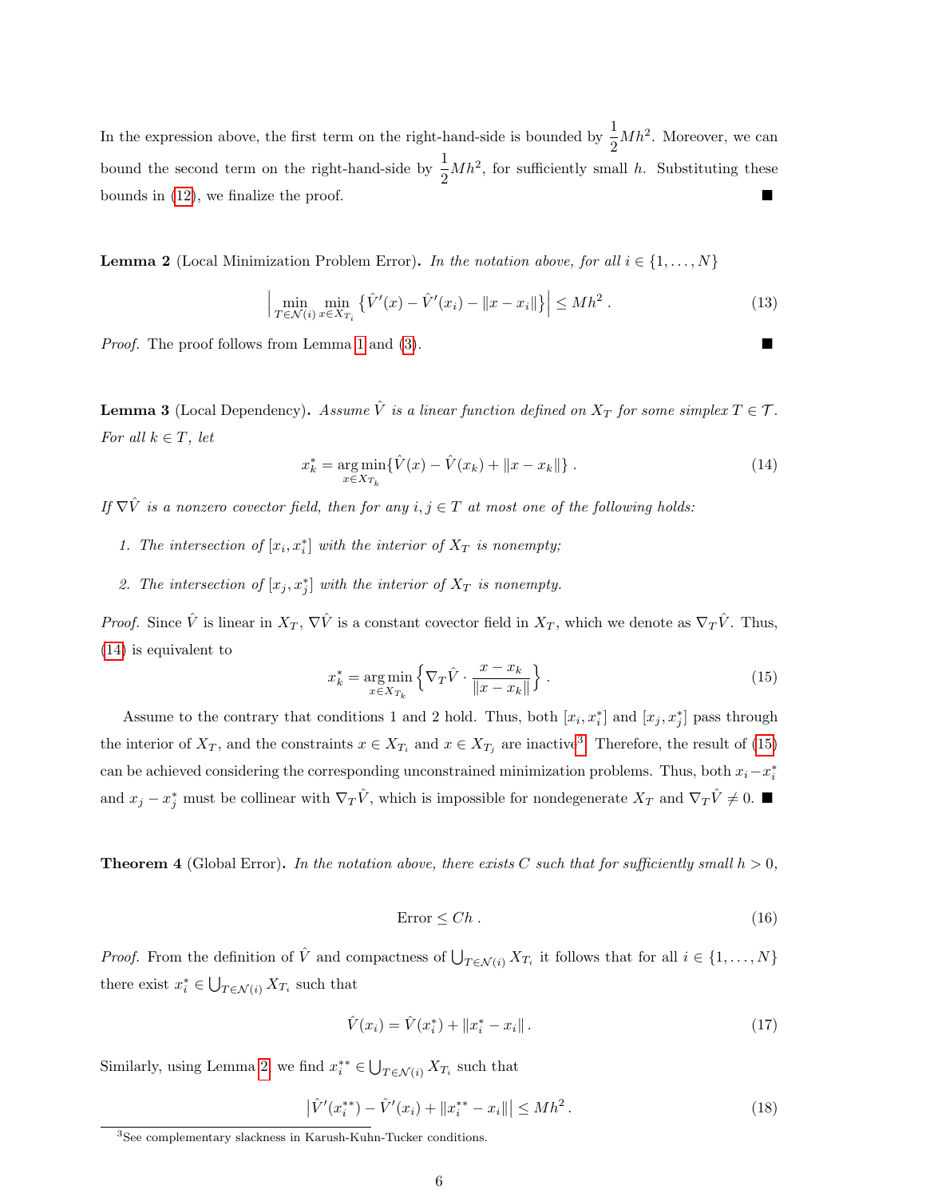In the expression above, the first term on the right-hand-side is bounded by $\frac{1}{2}Mh^2$. Moreover, we can bound the second term on the right-hand-side by $\frac{1}{2}Mh^2$, for sufficiently small $h$. Substituting these bounds in (12), we finalize the proof. ■

**Lemma 2** (Local Minimization Problem Error)**.** *In the notation above, for all $i \in \{1, \ldots, N\}$*

$$\Big| \min_{T \in \mathcal{N}(i)} \min_{x \in X_{T_i}} \left\{ \hat{V}'(x) - \hat{V}'(x_i) - \|x - x_i\| \right\} \Big| \leq Mh^2 \,. \tag{13}$$

*Proof.* The proof follows from Lemma 1 and (3). ■

**Lemma 3** (Local Dependency)**.** *Assume $\hat{V}$ is a linear function defined on $X_T$ for some simplex $T \in \mathcal{T}$. For all $k \in T$, let*

$$x_k^* = \underset{x \in X_{T_k}}{\arg\min} \{\hat{V}(x) - \hat{V}(x_k) + \|x - x_k\|\} \,. \tag{14}$$

*If $\nabla \hat{V}$ is a nonzero covector field, then for any $i, j \in T$ at most one of the following holds:*

1. *The intersection of $[x_i, x_i^*]$ with the interior of $X_T$ is nonempty;*
2. *The intersection of $[x_j, x_j^*]$ with the interior of $X_T$ is nonempty.*

*Proof.* Since $\hat{V}$ is linear in $X_T$, $\nabla \hat{V}$ is a constant covector field in $X_T$, which we denote as $\nabla_T \hat{V}$. Thus, (14) is equivalent to

$$x_k^* = \underset{x \in X_{T_k}}{\arg\min} \left\{ \nabla_T \hat{V} \cdot \frac{x - x_k}{\|x - x_k\|} \right\} . \tag{15}$$

Assume to the contrary that conditions 1 and 2 hold. Thus, both $[x_i, x_i^*]$ and $[x_j, x_j^*]$ pass through the interior of $X_T$, and the constraints $x \in X_{T_i}$ and $x \in X_{T_j}$ are inactive[3]. Therefore, the result of (15) can be achieved considering the corresponding unconstrained minimization problems. Thus, both $x_i - x_i^*$ and $x_j - x_j^*$ must be collinear with $\nabla_T \hat{V}$, which is impossible for nondegenerate $X_T$ and $\nabla_T \hat{V} \neq 0$. ■

**Theorem 4** (Global Error)**.** *In the notation above, there exists $C$ such that for sufficiently small $h > 0$,*

$$\text{Error} \leq Ch \,. \tag{16}$$

*Proof.* From the definition of $\hat{V}$ and compactness of $\bigcup_{T \in \mathcal{N}(i)} X_{T_i}$ it follows that for all $i \in \{1, \ldots, N\}$ there exist $x_i^* \in \bigcup_{T \in \mathcal{N}(i)} X_{T_i}$ such that

$$\hat{V}(x_i) = \hat{V}(x_i^*) + \|x_i^* - x_i\| \,. \tag{17}$$

Similarly, using Lemma 2, we find $x_i^{**} \in \bigcup_{T \in \mathcal{N}(i)} X_{T_i}$ such that

$$\left| \hat{V}'(x_i^{**}) - \hat{V}'(x_i) + \|x_i^{**} - x_i\| \right| \leq Mh^2 \,. \tag{18}$$

[3]See complementary slackness in Karush-Kuhn-Tucker conditions.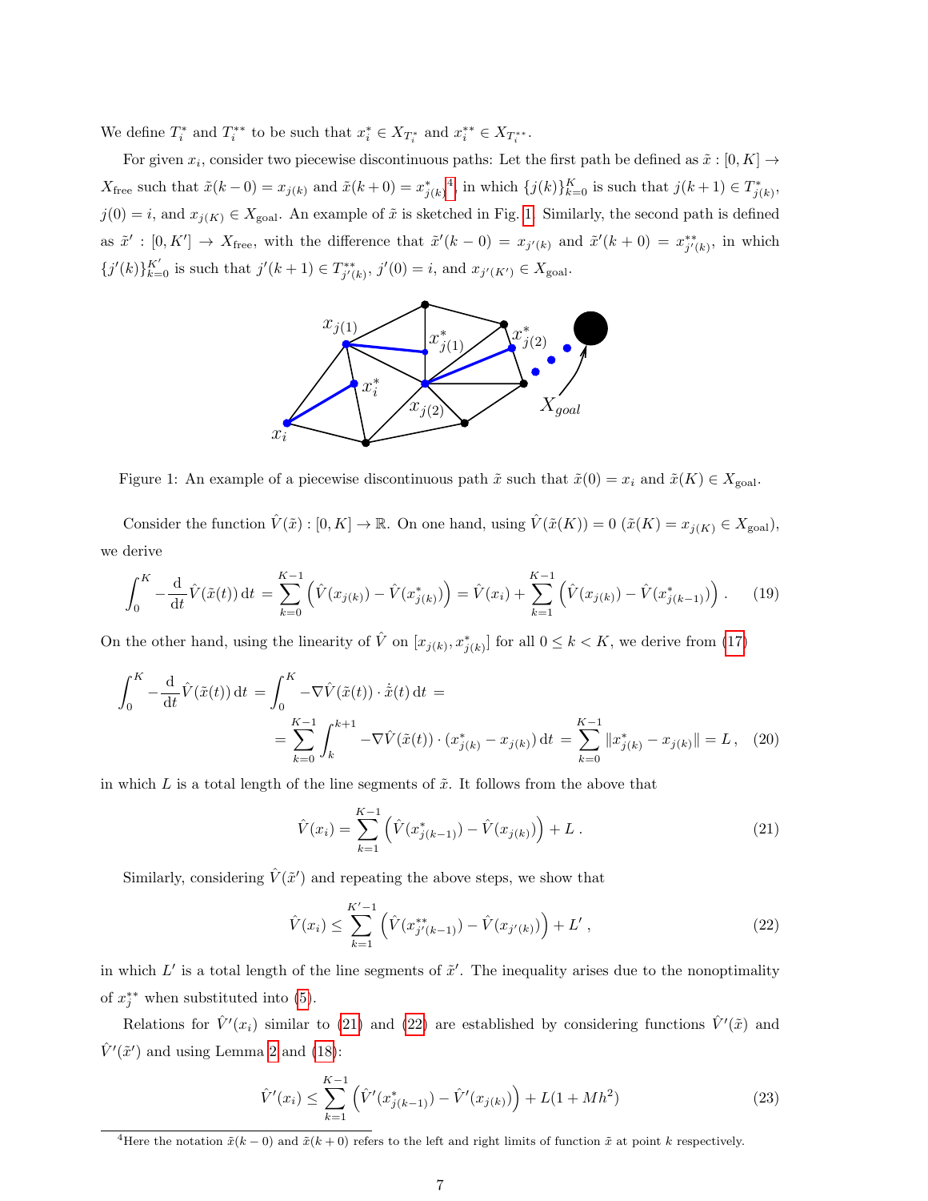We define $T_i^*$ and $T_i^{**}$ to be such that $x_i^* \in X_{T_i^*}$ and $x_i^{**} \in X_{T_i^{**}}$.

For given $x_i$, consider two piecewise discontinuous paths: Let the first path be defined as $\tilde{x} : [0, K] \to X_{\text{free}}$ such that $\tilde{x}(k-0) = x_{j(k)}$ and $\tilde{x}(k+0) = x^*_{j(k)}$[4], in which $\{j(k)\}_{k=0}^{K}$ is such that $j(k+1) \in T^*_{j(k)}$, $j(0) = i$, and $x_{j(K)} \in X_{\text{goal}}$. An example of $\tilde{x}$ is sketched in Fig. 1. Similarly, the second path is defined as $\tilde{x}' : [0, K'] \to X_{\text{free}}$, with the difference that $\tilde{x}'(k-0) = x_{j'(k)}$ and $\tilde{x}'(k+0) = x^{**}_{j'(k)}$, in which $\{j'(k)\}_{k=0}^{K'}$ is such that $j'(k+1) \in T^{**}_{j'(k)}$, $j'(0) = i$, and $x_{j'(K')} \in X_{\text{goal}}$.

Figure 1: An example of a piecewise discontinuous path $\tilde{x}$ such that $\tilde{x}(0) = x_i$ and $\tilde{x}(K) \in X_{\text{goal}}$.

Consider the function $\hat{V}(\tilde{x}) : [0, K] \to \mathbb{R}$. On one hand, using $\hat{V}(\tilde{x}(K)) = 0$ ($\tilde{x}(K) = x_{j(K)} \in X_{\text{goal}}$), we derive

$$\int_0^K -\frac{\mathrm{d}}{\mathrm{d}t}\hat{V}(\tilde{x}(t))\,\mathrm{d}t = \sum_{k=0}^{K-1}\left(\hat{V}(x_{j(k)}) - \hat{V}(x^*_{j(k)})\right) = \hat{V}(x_i) + \sum_{k=1}^{K-1}\left(\hat{V}(x_{j(k)}) - \hat{V}(x^*_{j(k-1)})\right). \tag{19}$$

On the other hand, using the linearity of $\hat{V}$ on $[x_{j(k)}, x^*_{j(k)}]$ for all $0 \le k < K$, we derive from (17)

$$\int_0^K -\frac{\mathrm{d}}{\mathrm{d}t}\hat{V}(\tilde{x}(t))\,\mathrm{d}t = \int_0^K -\nabla\hat{V}(\tilde{x}(t)) \cdot \dot{\tilde{x}}(t)\,\mathrm{d}t =$$
$$= \sum_{k=0}^{K-1}\int_k^{k+1} -\nabla\hat{V}(\tilde{x}(t)) \cdot (x^*_{j(k)} - x_{j(k)})\,\mathrm{d}t = \sum_{k=0}^{K-1}\|x^*_{j(k)} - x_{j(k)}\| = L\,, \tag{20}$$

in which $L$ is a total length of the line segments of $\tilde{x}$. It follows from the above that

$$\hat{V}(x_i) = \sum_{k=1}^{K-1}\left(\hat{V}(x^*_{j(k-1)}) - \hat{V}(x_{j(k)})\right) + L\,. \tag{21}$$

Similarly, considering $\hat{V}(\tilde{x}')$ and repeating the above steps, we show that

$$\hat{V}(x_i) \le \sum_{k=1}^{K'-1}\left(\hat{V}(x^{**}_{j'(k-1)}) - \hat{V}(x_{j'(k)})\right) + L'\,, \tag{22}$$

in which $L'$ is a total length of the line segments of $\tilde{x}'$. The inequality arises due to the nonoptimality of $x_j^{**}$ when substituted into (5).

Relations for $\hat{V}'(x_i)$ similar to (21) and (22) are established by considering functions $\hat{V}'(\tilde{x})$ and $\hat{V}'(\tilde{x}')$ and using Lemma 2 and (18):

$$\hat{V}'(x_i) \le \sum_{k=1}^{K-1}\left(\hat{V}'(x^*_{j(k-1)}) - \hat{V}'(x_{j(k)})\right) + L(1 + Mh^2) \tag{23}$$

[4]Here the notation $\tilde{x}(k-0)$ and $\tilde{x}(k+0)$ refers to the left and right limits of function $\tilde{x}$ at point $k$ respectively.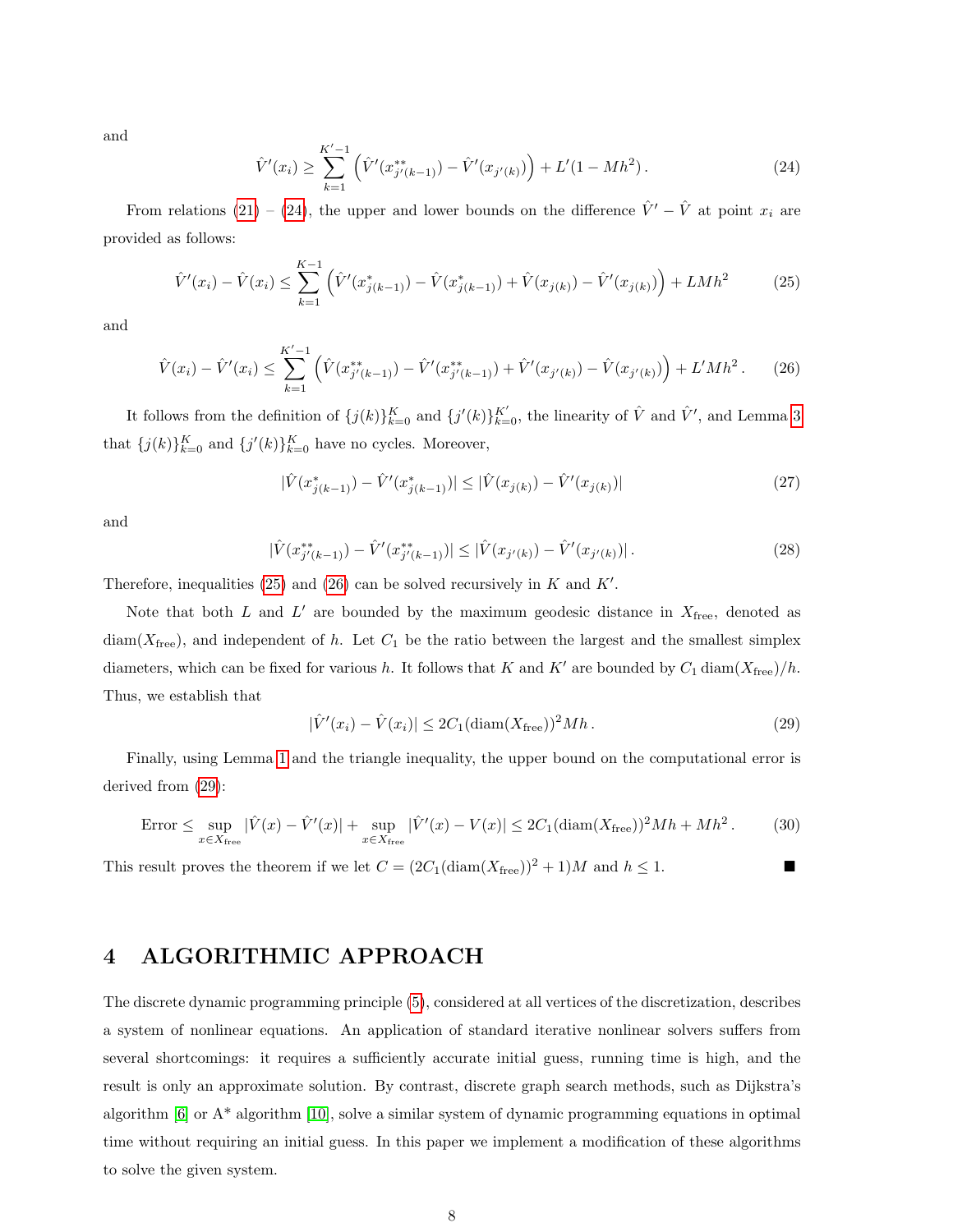and

$$\hat{V}'(x_i) \geq \sum_{k=1}^{K'-1} \left( \hat{V}'(x^{**}_{j'(k-1)}) - \hat{V}'(x_{j'(k)}) \right) + L'(1 - Mh^2)\,. \tag{24}$$

From relations (21) – (24), the upper and lower bounds on the difference $\hat{V}' - \hat{V}$ at point $x_i$ are provided as follows:

$$\hat{V}'(x_i) - \hat{V}(x_i) \leq \sum_{k=1}^{K-1} \left( \hat{V}'(x^{*}_{j(k-1)}) - \hat{V}(x^{*}_{j(k-1)}) + \hat{V}(x_{j(k)}) - \hat{V}'(x_{j(k)}) \right) + LMh^2 \tag{25}$$

and

$$\hat{V}(x_i) - \hat{V}'(x_i) \leq \sum_{k=1}^{K'-1} \left( \hat{V}(x^{**}_{j'(k-1)}) - \hat{V}'(x^{**}_{j'(k-1)}) + \hat{V}'(x_{j'(k)}) - \hat{V}(x_{j'(k)}) \right) + L'Mh^2\,. \tag{26}$$

It follows from the definition of $\{j(k)\}_{k=0}^{K}$ and $\{j'(k)\}_{k=0}^{K'}$, the linearity of $\hat{V}$ and $\hat{V}'$, and Lemma 3 that $\{j(k)\}_{k=0}^{K}$ and $\{j'(k)\}_{k=0}^{K}$ have no cycles. Moreover,

$$|\hat{V}(x^{*}_{j(k-1)}) - \hat{V}'(x^{*}_{j(k-1)})| \leq |\hat{V}(x_{j(k)}) - \hat{V}'(x_{j(k)})| \tag{27}$$

and

$$|\hat{V}(x^{**}_{j'(k-1)}) - \hat{V}'(x^{**}_{j'(k-1)})| \leq |\hat{V}(x_{j'(k)}) - \hat{V}'(x_{j'(k)})|\,. \tag{28}$$

Therefore, inequalities (25) and (26) can be solved recursively in $K$ and $K'$.

Note that both $L$ and $L'$ are bounded by the maximum geodesic distance in $X_{\text{free}}$, denoted as $\text{diam}(X_{\text{free}})$, and independent of $h$. Let $C_1$ be the ratio between the largest and the smallest simplex diameters, which can be fixed for various $h$. It follows that $K$ and $K'$ are bounded by $C_1\,\text{diam}(X_{\text{free}})/h$. Thus, we establish that

$$|\hat{V}'(x_i) - \hat{V}(x_i)| \leq 2C_1(\text{diam}(X_{\text{free}}))^2 Mh\,. \tag{29}$$

Finally, using Lemma 1 and the triangle inequality, the upper bound on the computational error is derived from (29):

$$\text{Error} \leq \sup_{x \in X_{\text{free}}} |\hat{V}(x) - \hat{V}'(x)| + \sup_{x \in X_{\text{free}}} |\hat{V}'(x) - V(x)| \leq 2C_1(\text{diam}(X_{\text{free}}))^2 Mh + Mh^2\,. \tag{30}$$

This result proves the theorem if we let $C = (2C_1(\text{diam}(X_{\text{free}}))^2 + 1)M$ and $h \leq 1$. ∎

# 4 ALGORITHMIC APPROACH

The discrete dynamic programming principle (5), considered at all vertices of the discretization, describes a system of nonlinear equations. An application of standard iterative nonlinear solvers suffers from several shortcomings: it requires a sufficiently accurate initial guess, running time is high, and the result is only an approximate solution. By contrast, discrete graph search methods, such as Dijkstra's algorithm [6] or A* algorithm [10], solve a similar system of dynamic programming equations in optimal time without requiring an initial guess. In this paper we implement a modification of these algorithms to solve the given system.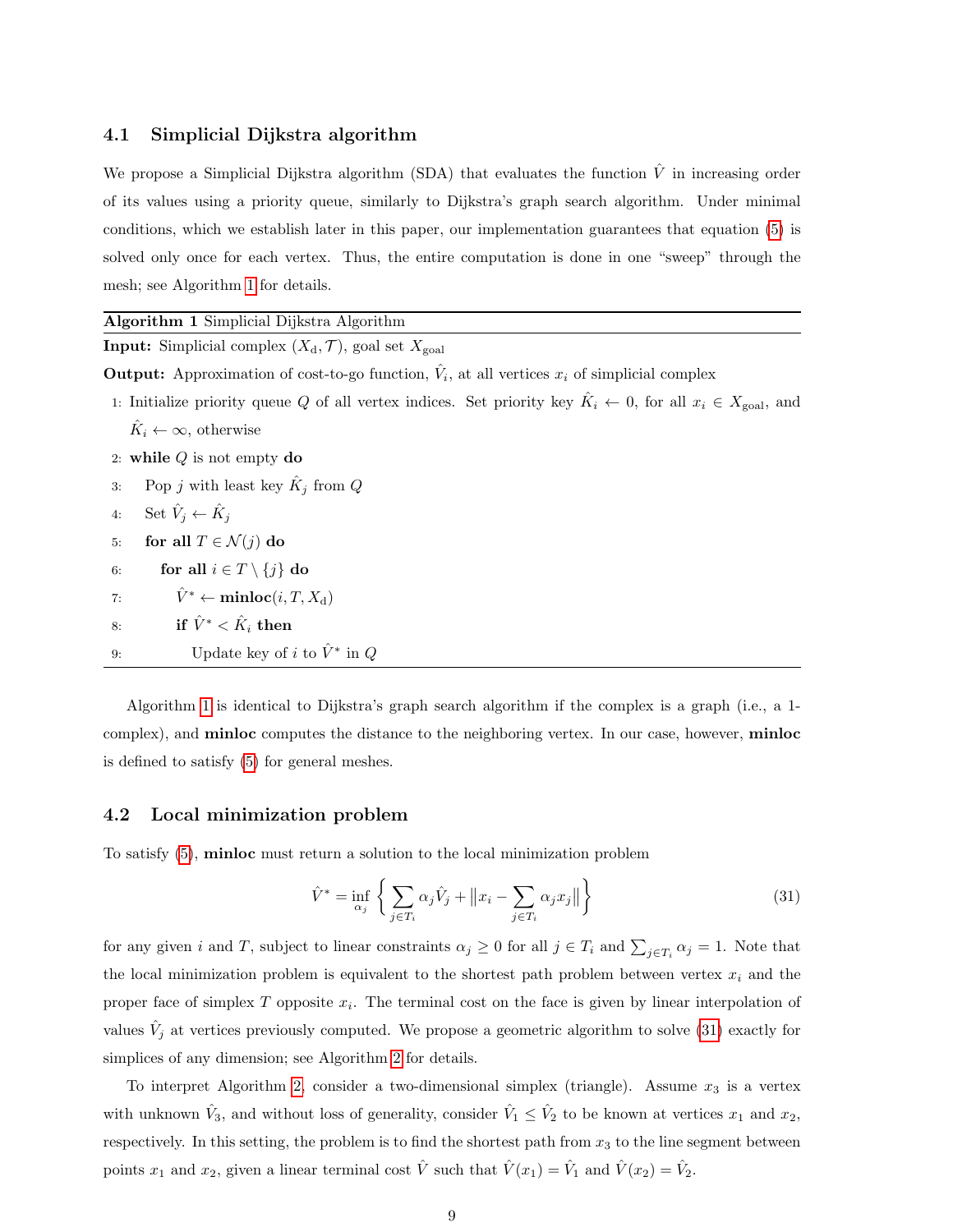### 4.1 Simplicial Dijkstra algorithm

We propose a Simplicial Dijkstra algorithm (SDA) that evaluates the function $\hat{V}$ in increasing order of its values using a priority queue, similarly to Dijkstra's graph search algorithm. Under minimal conditions, which we establish later in this paper, our implementation guarantees that equation (5) is solved only once for each vertex. Thus, the entire computation is done in one "sweep" through the mesh; see Algorithm 1 for details.

---

**Algorithm 1** Simplicial Dijkstra Algorithm

---

**Input:** Simplicial complex $(X_\mathrm{d}, \mathcal{T})$, goal set $X_\mathrm{goal}$

**Output:** Approximation of cost-to-go function, $\hat{V}_i$, at all vertices $x_i$ of simplicial complex

1: Initialize priority queue $Q$ of all vertex indices. Set priority key $\hat{K}_i \leftarrow 0$, for all $x_i \in X_\mathrm{goal}$, and $\hat{K}_i \leftarrow \infty$, otherwise
2: **while** $Q$ is not empty **do**
3: &nbsp;&nbsp;&nbsp;&nbsp;Pop $j$ with least key $\hat{K}_j$ from $Q$
4: &nbsp;&nbsp;&nbsp;&nbsp;Set $\hat{V}_j \leftarrow \hat{K}_j$
5: &nbsp;&nbsp;&nbsp;&nbsp;**for all** $T \in \mathcal{N}(j)$ **do**
6: &nbsp;&nbsp;&nbsp;&nbsp;&nbsp;&nbsp;&nbsp;&nbsp;**for all** $i \in T \setminus \{j\}$ **do**
7: &nbsp;&nbsp;&nbsp;&nbsp;&nbsp;&nbsp;&nbsp;&nbsp;&nbsp;&nbsp;&nbsp;&nbsp;$\hat{V}^* \leftarrow$ **minloc**$(i, T, X_\mathrm{d})$
8: &nbsp;&nbsp;&nbsp;&nbsp;&nbsp;&nbsp;&nbsp;&nbsp;&nbsp;&nbsp;&nbsp;&nbsp;**if** $\hat{V}^* < \hat{K}_i$ **then**
9: &nbsp;&nbsp;&nbsp;&nbsp;&nbsp;&nbsp;&nbsp;&nbsp;&nbsp;&nbsp;&nbsp;&nbsp;&nbsp;&nbsp;&nbsp;&nbsp;Update key of $i$ to $\hat{V}^*$ in $Q$

---

Algorithm 1 is identical to Dijkstra's graph search algorithm if the complex is a graph (i.e., a 1-complex), and **minloc** computes the distance to the neighboring vertex. In our case, however, **minloc** is defined to satisfy (5) for general meshes.

### 4.2 Local minimization problem

To satisfy (5), **minloc** must return a solution to the local minimization problem

$$\hat{V}^* = \inf_{\alpha_j} \left\{ \sum_{j \in T_i} \alpha_j \hat{V}_j + \left\| x_i - \sum_{j \in T_i} \alpha_j x_j \right\| \right\} \tag{31}$$

for any given $i$ and $T$, subject to linear constraints $\alpha_j \geq 0$ for all $j \in T_i$ and $\sum_{j \in T_i} \alpha_j = 1$. Note that the local minimization problem is equivalent to the shortest path problem between vertex $x_i$ and the proper face of simplex $T$ opposite $x_i$. The terminal cost on the face is given by linear interpolation of values $\hat{V}_j$ at vertices previously computed. We propose a geometric algorithm to solve (31) exactly for simplices of any dimension; see Algorithm 2 for details.

To interpret Algorithm 2, consider a two-dimensional simplex (triangle). Assume $x_3$ is a vertex with unknown $\hat{V}_3$, and without loss of generality, consider $\hat{V}_1 \leq \hat{V}_2$ to be known at vertices $x_1$ and $x_2$, respectively. In this setting, the problem is to find the shortest path from $x_3$ to the line segment between points $x_1$ and $x_2$, given a linear terminal cost $\hat{V}$ such that $\hat{V}(x_1) = \hat{V}_1$ and $\hat{V}(x_2) = \hat{V}_2$.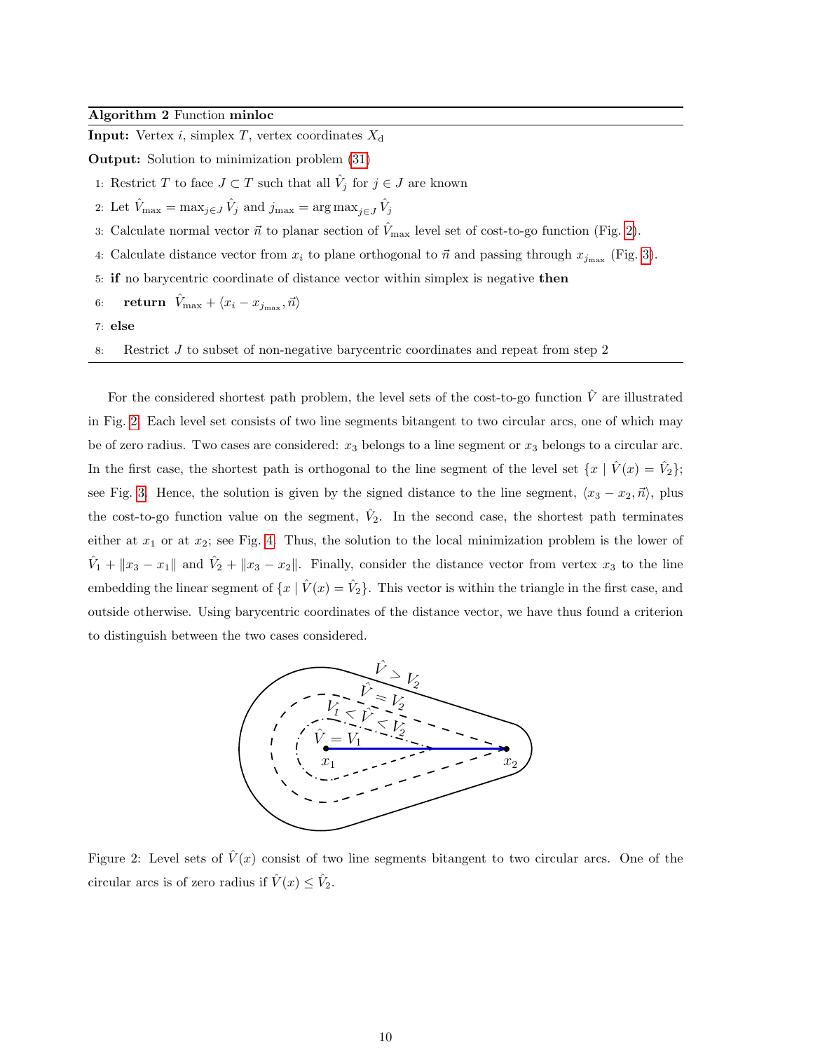**Algorithm 2** Function **minloc**

**Input:** Vertex $i$, simplex $T$, vertex coordinates $X_{\mathrm{d}}$

**Output:** Solution to minimization problem (31)

1: Restrict $T$ to face $J \subset T$ such that all $\hat{V}_j$ for $j \in J$ are known

2: Let $\hat{V}_{\max} = \max_{j \in J} \hat{V}_j$ and $j_{\max} = \arg\max_{j \in J} \hat{V}_j$

3: Calculate normal vector $\vec{n}$ to planar section of $\hat{V}_{\max}$ level set of cost-to-go function (Fig. 2).

4: Calculate distance vector from $x_i$ to plane orthogonal to $\vec{n}$ and passing through $x_{j_{\max}}$ (Fig. 3).

5: **if** no barycentric coordinate of distance vector within simplex is negative **then**

6: **return** $\hat{V}_{\max} + \langle x_i - x_{j_{\max}}, \vec{n} \rangle$

7: **else**

8: Restrict $J$ to subset of non-negative barycentric coordinates and repeat from step 2

For the considered shortest path problem, the level sets of the cost-to-go function $\hat{V}$ are illustrated in Fig. 2. Each level set consists of two line segments bitangent to two circular arcs, one of which may be of zero radius. Two cases are considered: $x_3$ belongs to a line segment or $x_3$ belongs to a circular arc. In the first case, the shortest path is orthogonal to the line segment of the level set $\{x \mid \hat{V}(x) = \hat{V}_2\}$; see Fig. 3. Hence, the solution is given by the signed distance to the line segment, $\langle x_3 - x_2, \vec{n} \rangle$, plus the cost-to-go function value on the segment, $\hat{V}_2$. In the second case, the shortest path terminates either at $x_1$ or at $x_2$; see Fig. 4. Thus, the solution to the local minimization problem is the lower of $\hat{V}_1 + \|x_3 - x_1\|$ and $\hat{V}_2 + \|x_3 - x_2\|$. Finally, consider the distance vector from vertex $x_3$ to the line embedding the linear segment of $\{x \mid \hat{V}(x) = \hat{V}_2\}$. This vector is within the triangle in the first case, and outside otherwise. Using barycentric coordinates of the distance vector, we have thus found a criterion to distinguish between the two cases considered.

Figure 2: Level sets of $\hat{V}(x)$ consist of two line segments bitangent to two circular arcs. One of the circular arcs is of zero radius if $\hat{V}(x) \leq \hat{V}_2$.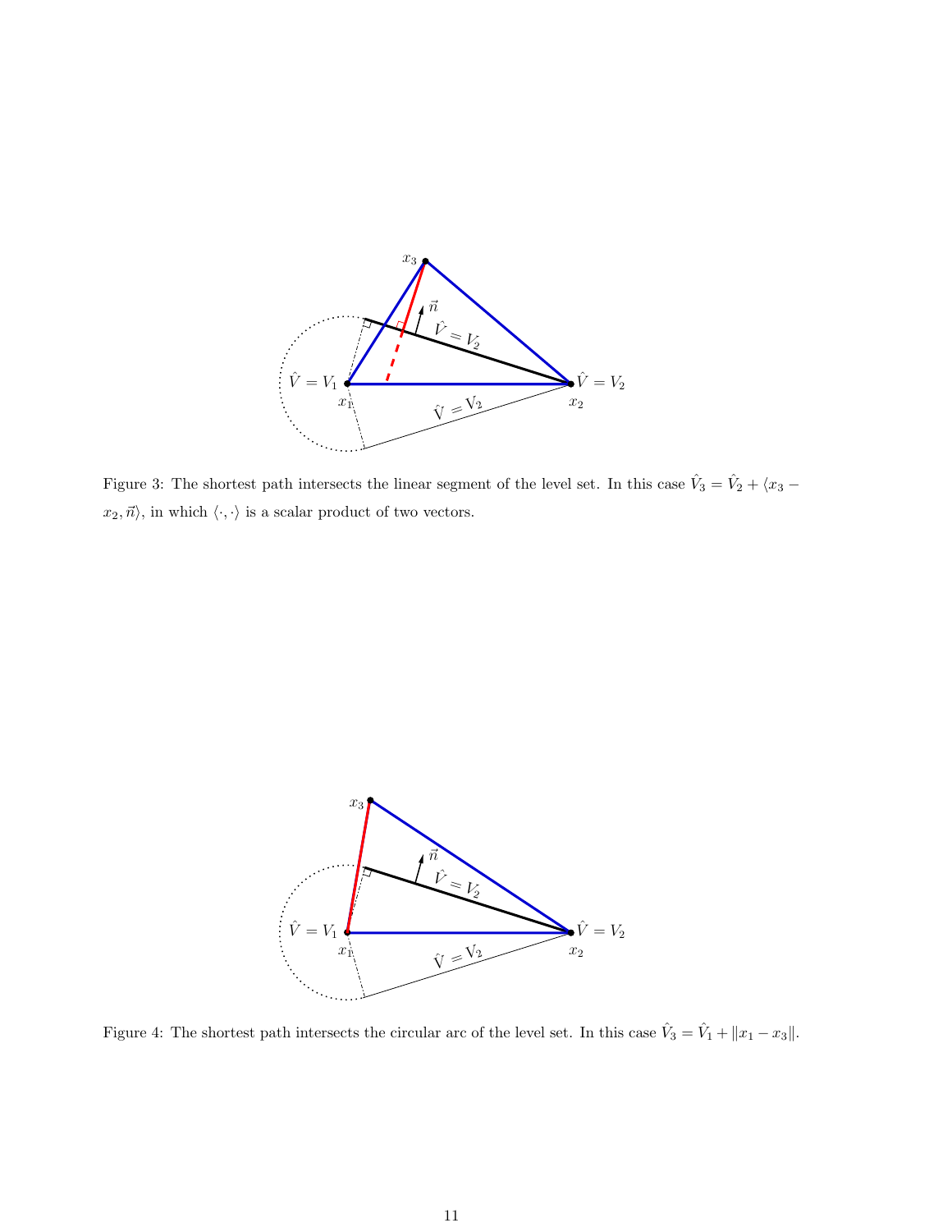Figure 3: The shortest path intersects the linear segment of the level set. In this case $\hat{V}_3 = \hat{V}_2 + \langle x_3 - x_2, \vec{n} \rangle$, in which $\langle \cdot, \cdot \rangle$ is a scalar product of two vectors.

Figure 4: The shortest path intersects the circular arc of the level set. In this case $\hat{V}_3 = \hat{V}_1 + \|x_1 - x_3\|$.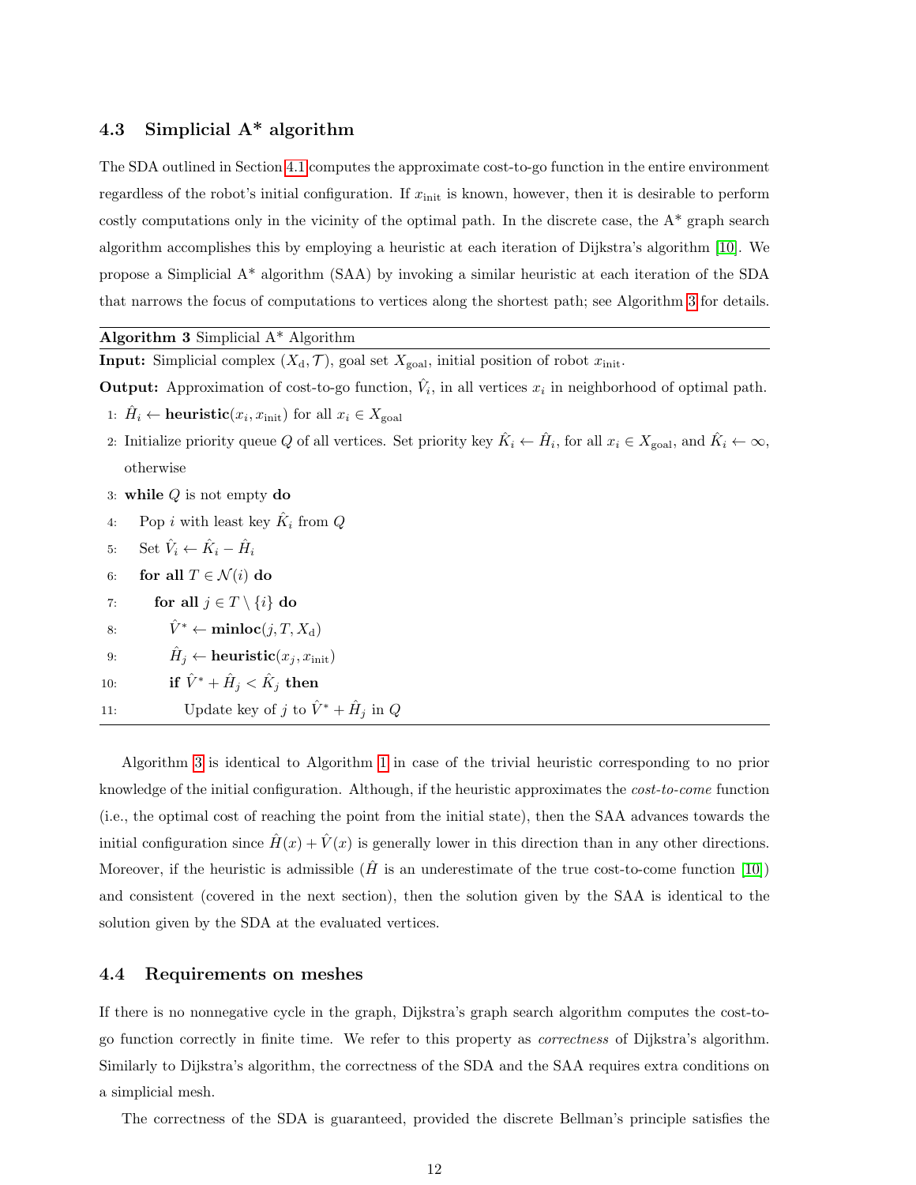### 4.3 Simplicial A* algorithm

The SDA outlined in Section 4.1 computes the approximate cost-to-go function in the entire environment regardless of the robot's initial configuration. If $x_{\text{init}}$ is known, however, then it is desirable to perform costly computations only in the vicinity of the optimal path. In the discrete case, the A* graph search algorithm accomplishes this by employing a heuristic at each iteration of Dijkstra's algorithm [10]. We propose a Simplicial A* algorithm (SAA) by invoking a similar heuristic at each iteration of the SDA that narrows the focus of computations to vertices along the shortest path; see Algorithm 3 for details.

**Algorithm 3** Simplicial A* Algorithm

**Input:** Simplicial complex $(X_{\text{d}}, \mathcal{T})$, goal set $X_{\text{goal}}$, initial position of robot $x_{\text{init}}$.

**Output:** Approximation of cost-to-go function, $\hat{V}_i$, in all vertices $x_i$ in neighborhood of optimal path.

```
1: Ĥ_i ← heuristic(x_i, x_init) for all x_i ∈ X_goal
2: Initialize priority queue Q of all vertices. Set priority key K̂_i ← Ĥ_i, for all x_i ∈ X_goal, and K̂_i ← ∞,
   otherwise
3: while Q is not empty do
4:   Pop i with least key K̂_i from Q
5:   Set V̂_i ← K̂_i − Ĥ_i
6:   for all T ∈ N(i) do
7:     for all j ∈ T \ {i} do
8:       V̂* ← minloc(j, T, X_d)
9:       Ĥ_j ← heuristic(x_j, x_init)
10:      if V̂* + Ĥ_j < K̂_j then
11:        Update key of j to V̂* + Ĥ_j in Q
```

Algorithm 3 is identical to Algorithm 1 in case of the trivial heuristic corresponding to no prior knowledge of the initial configuration. Although, if the heuristic approximates the *cost-to-come* function (i.e., the optimal cost of reaching the point from the initial state), then the SAA advances towards the initial configuration since $\hat{H}(x) + \hat{V}(x)$ is generally lower in this direction than in any other directions. Moreover, if the heuristic is admissible ($\hat{H}$ is an underestimate of the true cost-to-come function [10]) and consistent (covered in the next section), then the solution given by the SAA is identical to the solution given by the SDA at the evaluated vertices.

### 4.4 Requirements on meshes

If there is no nonnegative cycle in the graph, Dijkstra's graph search algorithm computes the cost-to-go function correctly in finite time. We refer to this property as *correctness* of Dijkstra's algorithm. Similarly to Dijkstra's algorithm, the correctness of the SDA and the SAA requires extra conditions on a simplicial mesh.

The correctness of the SDA is guaranteed, provided the discrete Bellman's principle satisfies the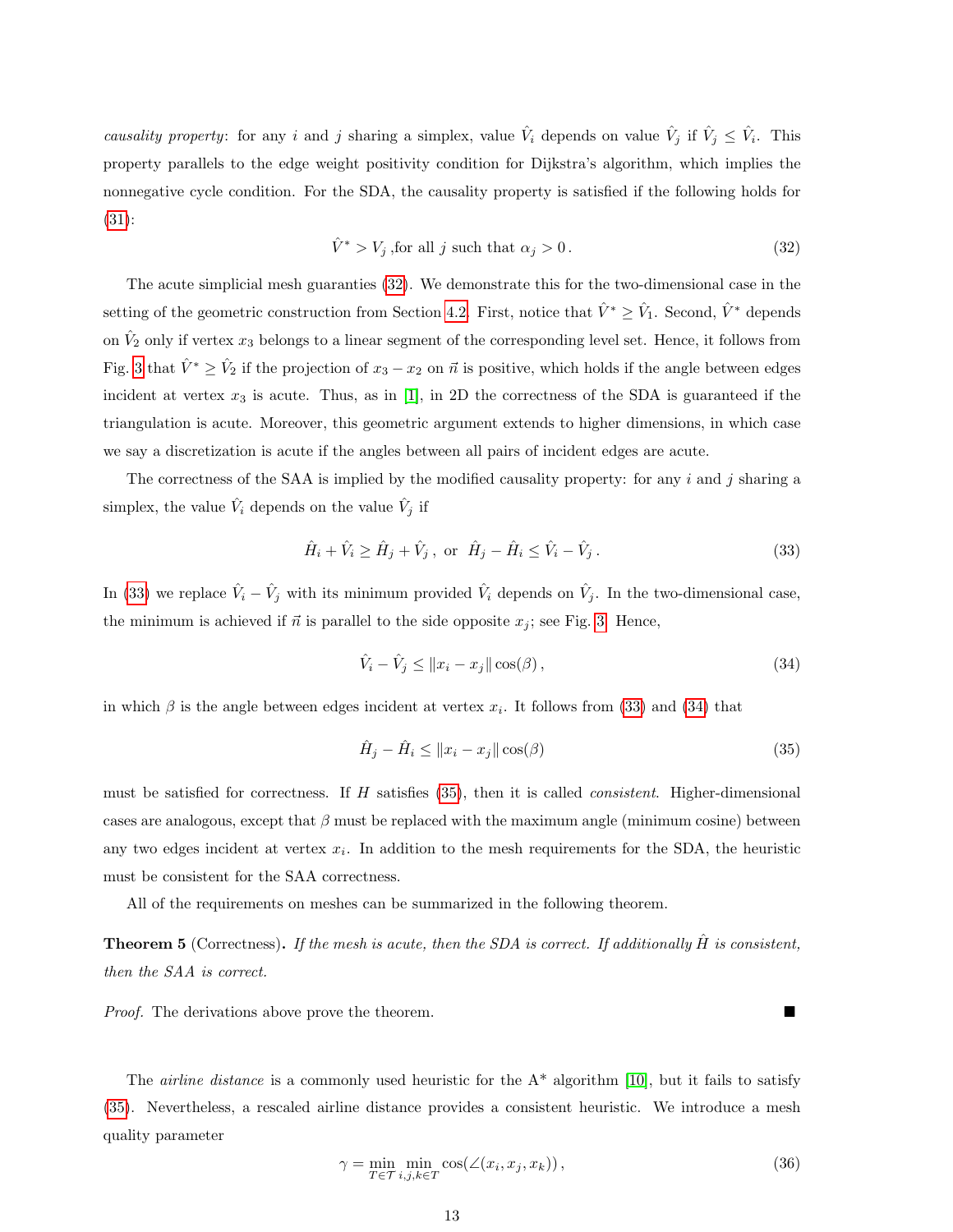*causality property*: for any $i$ and $j$ sharing a simplex, value $\hat{V}_i$ depends on value $\hat{V}_j$ if $\hat{V}_j \leq \hat{V}_i$. This property parallels to the edge weight positivity condition for Dijkstra's algorithm, which implies the nonnegative cycle condition. For the SDA, the causality property is satisfied if the following holds for (31):

$$\hat{V}^* > V_j \text{ ,for all } j \text{ such that } \alpha_j > 0 \,. \tag{32}$$

The acute simplicial mesh guaranties (32). We demonstrate this for the two-dimensional case in the setting of the geometric construction from Section 4.2. First, notice that $\hat{V}^* \geq \hat{V}_1$. Second, $\hat{V}^*$ depends on $\hat{V}_2$ only if vertex $x_3$ belongs to a linear segment of the corresponding level set. Hence, it follows from Fig. 3 that $\hat{V}^* \geq \hat{V}_2$ if the projection of $x_3 - x_2$ on $\vec{n}$ is positive, which holds if the angle between edges incident at vertex $x_3$ is acute. Thus, as in [1], in 2D the correctness of the SDA is guaranteed if the triangulation is acute. Moreover, this geometric argument extends to higher dimensions, in which case we say a discretization is acute if the angles between all pairs of incident edges are acute.

The correctness of the SAA is implied by the modified causality property: for any $i$ and $j$ sharing a simplex, the value $\hat{V}_i$ depends on the value $\hat{V}_j$ if

$$\hat{H}_i + \hat{V}_i \geq \hat{H}_j + \hat{V}_j \,, \text{ or } \hat{H}_j - \hat{H}_i \leq \hat{V}_i - \hat{V}_j \,. \tag{33}$$

In (33) we replace $\hat{V}_i - \hat{V}_j$ with its minimum provided $\hat{V}_i$ depends on $\hat{V}_j$. In the two-dimensional case, the minimum is achieved if $\vec{n}$ is parallel to the side opposite $x_j$; see Fig. 3. Hence,

$$\hat{V}_i - \hat{V}_j \leq \|x_i - x_j\| \cos(\beta) \,, \tag{34}$$

in which $\beta$ is the angle between edges incident at vertex $x_i$. It follows from (33) and (34) that

$$\hat{H}_j - \hat{H}_i \leq \|x_i - x_j\| \cos(\beta) \tag{35}$$

must be satisfied for correctness. If $H$ satisfies (35), then it is called *consistent*. Higher-dimensional cases are analogous, except that $\beta$ must be replaced with the maximum angle (minimum cosine) between any two edges incident at vertex $x_i$. In addition to the mesh requirements for the SDA, the heuristic must be consistent for the SAA correctness.

All of the requirements on meshes can be summarized in the following theorem.

**Theorem 5** (Correctness)**.** *If the mesh is acute, then the SDA is correct. If additionally $\hat{H}$ is consistent, then the SAA is correct.*

*Proof.* The derivations above prove the theorem. ∎

The *airline distance* is a commonly used heuristic for the A* algorithm [10], but it fails to satisfy (35). Nevertheless, a rescaled airline distance provides a consistent heuristic. We introduce a mesh quality parameter

$$\gamma = \min_{T \in \mathcal{T}} \min_{i,j,k \in T} \cos(\angle(x_i, x_j, x_k)) \,, \tag{36}$$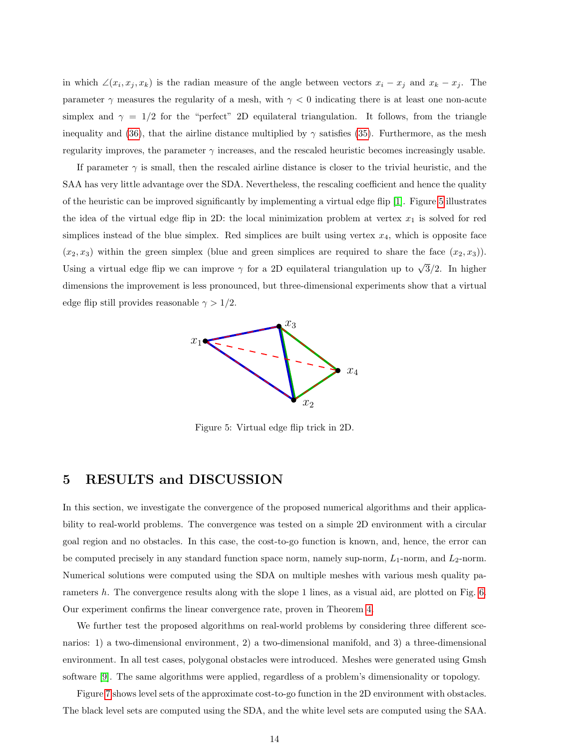in which $\angle(x_i, x_j, x_k)$ is the radian measure of the angle between vectors $x_i - x_j$ and $x_k - x_j$. The parameter $\gamma$ measures the regularity of a mesh, with $\gamma < 0$ indicating there is at least one non-acute simplex and $\gamma = 1/2$ for the "perfect" 2D equilateral triangulation. It follows, from the triangle inequality and (36), that the airline distance multiplied by $\gamma$ satisfies (35). Furthermore, as the mesh regularity improves, the parameter $\gamma$ increases, and the rescaled heuristic becomes increasingly usable.

If parameter $\gamma$ is small, then the rescaled airline distance is closer to the trivial heuristic, and the SAA has very little advantage over the SDA. Nevertheless, the rescaling coefficient and hence the quality of the heuristic can be improved significantly by implementing a virtual edge flip [1]. Figure 5 illustrates the idea of the virtual edge flip in 2D: the local minimization problem at vertex $x_1$ is solved for red simplices instead of the blue simplex. Red simplices are built using vertex $x_4$, which is opposite face $(x_2, x_3)$ within the green simplex (blue and green simplices are required to share the face $(x_2, x_3)$). Using a virtual edge flip we can improve $\gamma$ for a 2D equilateral triangulation up to $\sqrt{3}/2$. In higher dimensions the improvement is less pronounced, but three-dimensional experiments show that a virtual edge flip still provides reasonable $\gamma > 1/2$.

Figure 5: Virtual edge flip trick in 2D.

## 5 RESULTS and DISCUSSION

In this section, we investigate the convergence of the proposed numerical algorithms and their applicability to real-world problems. The convergence was tested on a simple 2D environment with a circular goal region and no obstacles. In this case, the cost-to-go function is known, and, hence, the error can be computed precisely in any standard function space norm, namely sup-norm, $L_1$-norm, and $L_2$-norm. Numerical solutions were computed using the SDA on multiple meshes with various mesh quality parameters $h$. The convergence results along with the slope 1 lines, as a visual aid, are plotted on Fig. 6. Our experiment confirms the linear convergence rate, proven in Theorem 4.

We further test the proposed algorithms on real-world problems by considering three different scenarios: 1) a two-dimensional environment, 2) a two-dimensional manifold, and 3) a three-dimensional environment. In all test cases, polygonal obstacles were introduced. Meshes were generated using Gmsh software [9]. The same algorithms were applied, regardless of a problem's dimensionality or topology.

Figure 7 shows level sets of the approximate cost-to-go function in the 2D environment with obstacles. The black level sets are computed using the SDA, and the white level sets are computed using the SAA.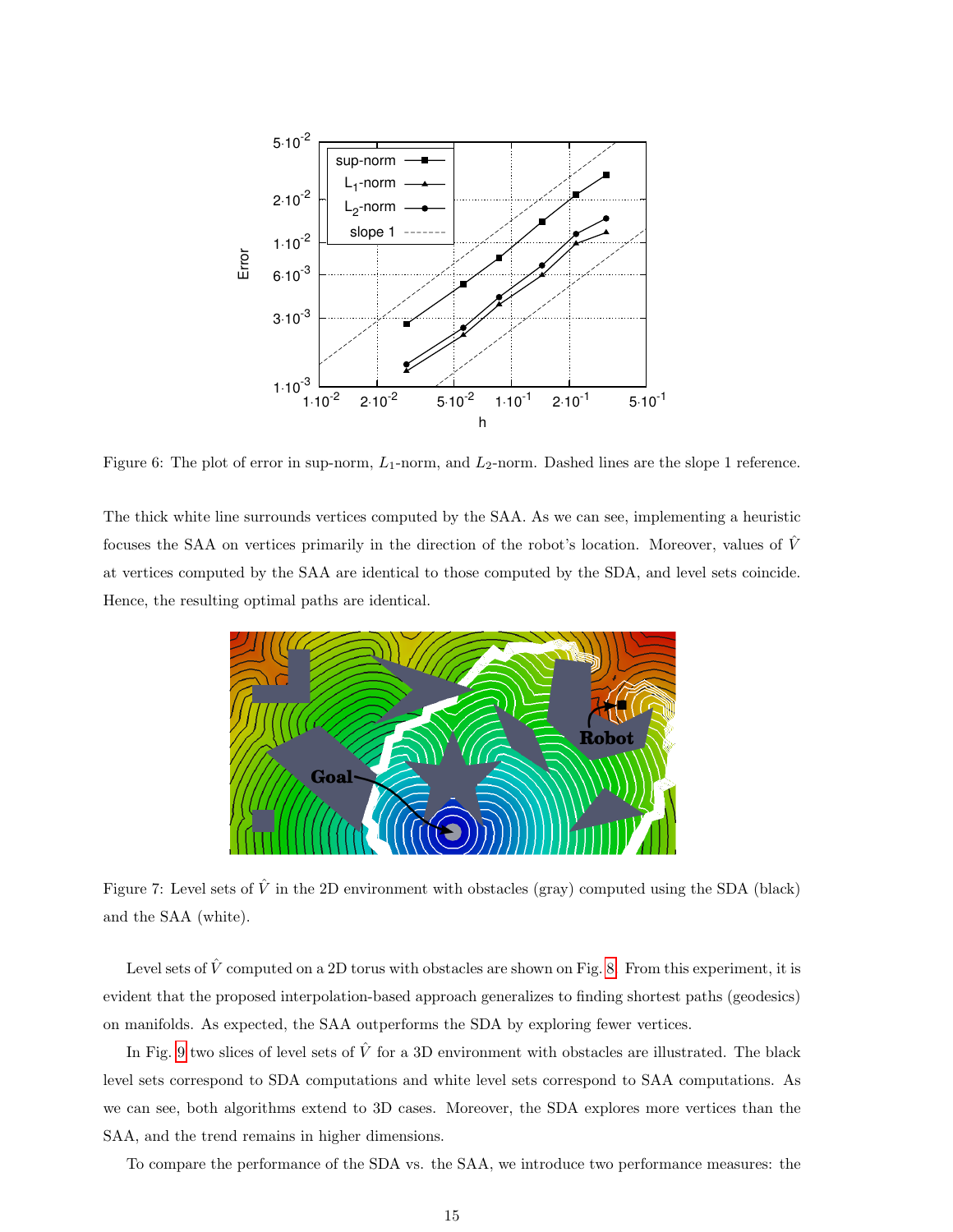Figure 6: The plot of error in sup-norm, $L_1$-norm, and $L_2$-norm. Dashed lines are the slope 1 reference.

The thick white line surrounds vertices computed by the SAA. As we can see, implementing a heuristic focuses the SAA on vertices primarily in the direction of the robot's location. Moreover, values of $\hat{V}$ at vertices computed by the SAA are identical to those computed by the SDA, and level sets coincide. Hence, the resulting optimal paths are identical.

Figure 7: Level sets of $\hat{V}$ in the 2D environment with obstacles (gray) computed using the SDA (black) and the SAA (white).

Level sets of $\hat{V}$ computed on a 2D torus with obstacles are shown on Fig. 8. From this experiment, it is evident that the proposed interpolation-based approach generalizes to finding shortest paths (geodesics) on manifolds. As expected, the SAA outperforms the SDA by exploring fewer vertices.

In Fig. 9 two slices of level sets of $\hat{V}$ for a 3D environment with obstacles are illustrated. The black level sets correspond to SDA computations and white level sets correspond to SAA computations. As we can see, both algorithms extend to 3D cases. Moreover, the SDA explores more vertices than the SAA, and the trend remains in higher dimensions.

To compare the performance of the SDA vs. the SAA, we introduce two performance measures: the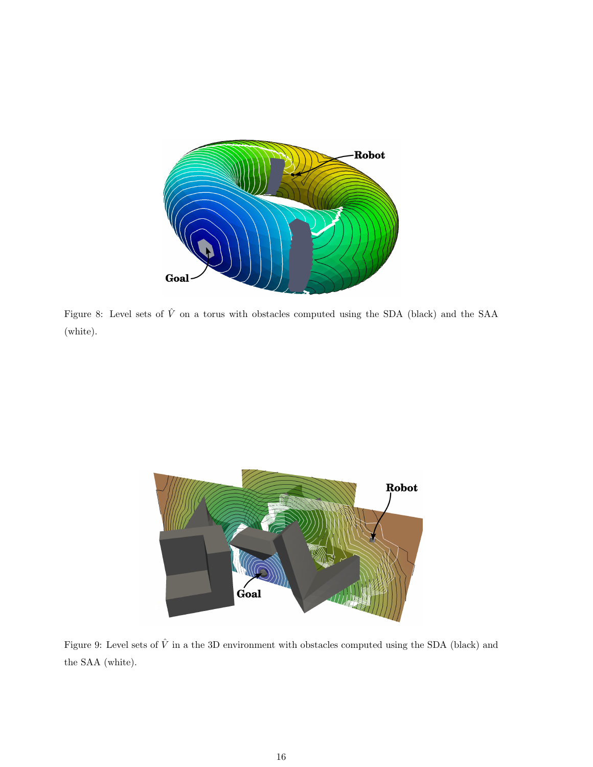Figure 8: Level sets of $\hat{V}$ on a torus with obstacles computed using the SDA (black) and the SAA (white).

Figure 9: Level sets of $\hat{V}$ in a the 3D environment with obstacles computed using the SDA (black) and the SAA (white).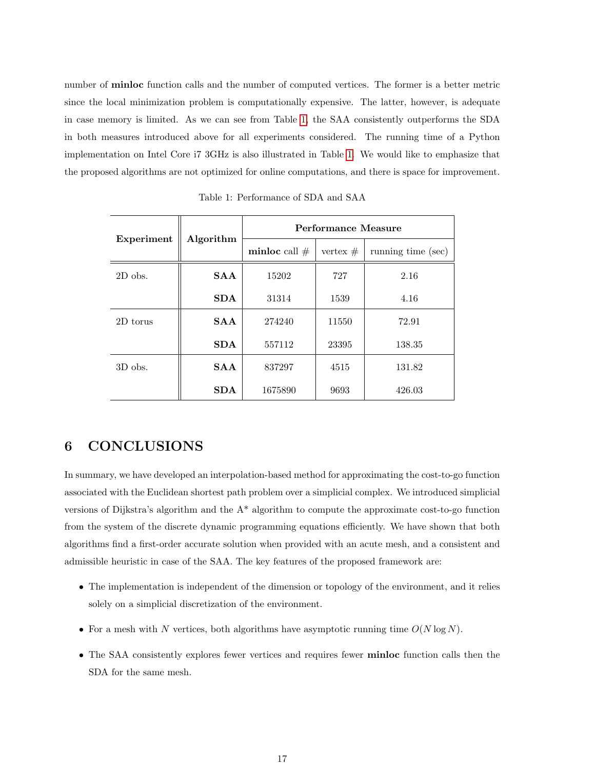number of **minloc** function calls and the number of computed vertices. The former is a better metric since the local minimization problem is computationally expensive. The latter, however, is adequate in case memory is limited. As we can see from Table 1, the SAA consistently outperforms the SDA in both measures introduced above for all experiments considered. The running time of a Python implementation on Intel Core i7 3GHz is also illustrated in Table 1. We would like to emphasize that the proposed algorithms are not optimized for online computations, and there is space for improvement.

Table 1: Performance of SDA and SAA

| **Experiment** | **Algorithm** | **Performance Measure** | | |
|---|---|---|---|---|
| | | **minloc** call # | vertex # | running time (sec) |
| 2D obs. | **SAA** | 15202 | 727 | 2.16 |
| | **SDA** | 31314 | 1539 | 4.16 |
| 2D torus | **SAA** | 274240 | 11550 | 72.91 |
| | **SDA** | 557112 | 23395 | 138.35 |
| 3D obs. | **SAA** | 837297 | 4515 | 131.82 |
| | **SDA** | 1675890 | 9693 | 426.03 |

## 6 CONCLUSIONS

In summary, we have developed an interpolation-based method for approximating the cost-to-go function associated with the Euclidean shortest path problem over a simplicial complex. We introduced simplicial versions of Dijkstra's algorithm and the A* algorithm to compute the approximate cost-to-go function from the system of the discrete dynamic programming equations efficiently. We have shown that both algorithms find a first-order accurate solution when provided with an acute mesh, and a consistent and admissible heuristic in case of the SAA. The key features of the proposed framework are:

- The implementation is independent of the dimension or topology of the environment, and it relies solely on a simplicial discretization of the environment.
- For a mesh with $N$ vertices, both algorithms have asymptotic running time $O(N \log N)$.
- The SAA consistently explores fewer vertices and requires fewer **minloc** function calls then the SDA for the same mesh.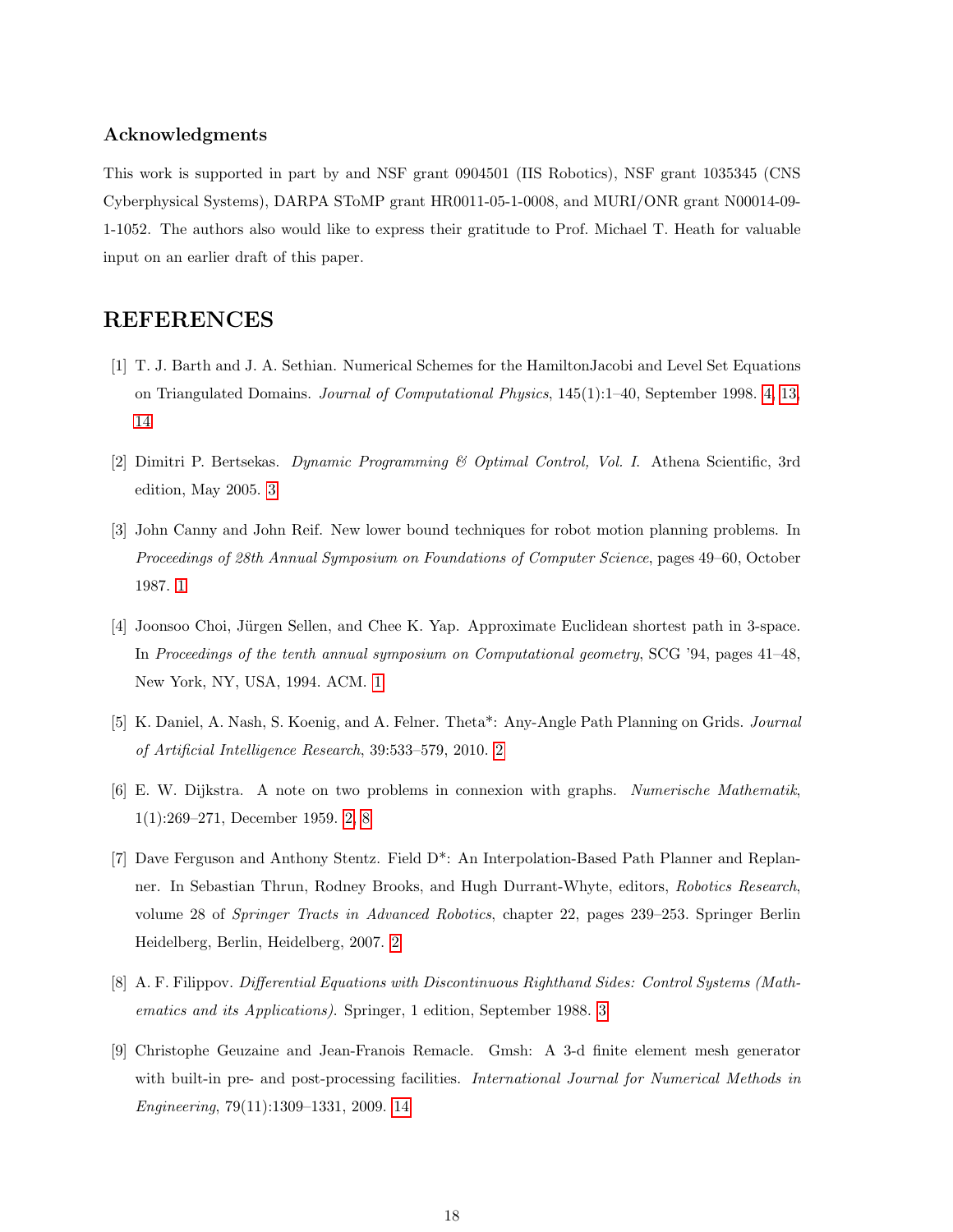### Acknowledgments

This work is supported in part by and NSF grant 0904501 (IIS Robotics), NSF grant 1035345 (CNS Cyberphysical Systems), DARPA SToMP grant HR0011-05-1-0008, and MURI/ONR grant N00014-09-1-1052. The authors also would like to express their gratitude to Prof. Michael T. Heath for valuable input on an earlier draft of this paper.

## REFERENCES

[1] T. J. Barth and J. A. Sethian. Numerical Schemes for the HamiltonJacobi and Level Set Equations on Triangulated Domains. *Journal of Computational Physics*, 145(1):1–40, September 1998. 4, 13, 14

[2] Dimitri P. Bertsekas. *Dynamic Programming & Optimal Control, Vol. I.* Athena Scientific, 3rd edition, May 2005. 3

[3] John Canny and John Reif. New lower bound techniques for robot motion planning problems. In *Proceedings of 28th Annual Symposium on Foundations of Computer Science*, pages 49–60, October 1987. 1

[4] Joonsoo Choi, Jürgen Sellen, and Chee K. Yap. Approximate Euclidean shortest path in 3-space. In *Proceedings of the tenth annual symposium on Computational geometry*, SCG '94, pages 41–48, New York, NY, USA, 1994. ACM. 1

[5] K. Daniel, A. Nash, S. Koenig, and A. Felner. Theta*: Any-Angle Path Planning on Grids. *Journal of Artificial Intelligence Research*, 39:533–579, 2010. 2

[6] E. W. Dijkstra. A note on two problems in connexion with graphs. *Numerische Mathematik*, 1(1):269–271, December 1959. 2, 8

[7] Dave Ferguson and Anthony Stentz. Field D*: An Interpolation-Based Path Planner and Replanner. In Sebastian Thrun, Rodney Brooks, and Hugh Durrant-Whyte, editors, *Robotics Research*, volume 28 of *Springer Tracts in Advanced Robotics*, chapter 22, pages 239–253. Springer Berlin Heidelberg, Berlin, Heidelberg, 2007. 2

[8] A. F. Filippov. *Differential Equations with Discontinuous Righthand Sides: Control Systems (Mathematics and its Applications).* Springer, 1 edition, September 1988. 3

[9] Christophe Geuzaine and Jean-Franois Remacle. Gmsh: A 3-d finite element mesh generator with built-in pre- and post-processing facilities. *International Journal for Numerical Methods in Engineering*, 79(11):1309–1331, 2009. 14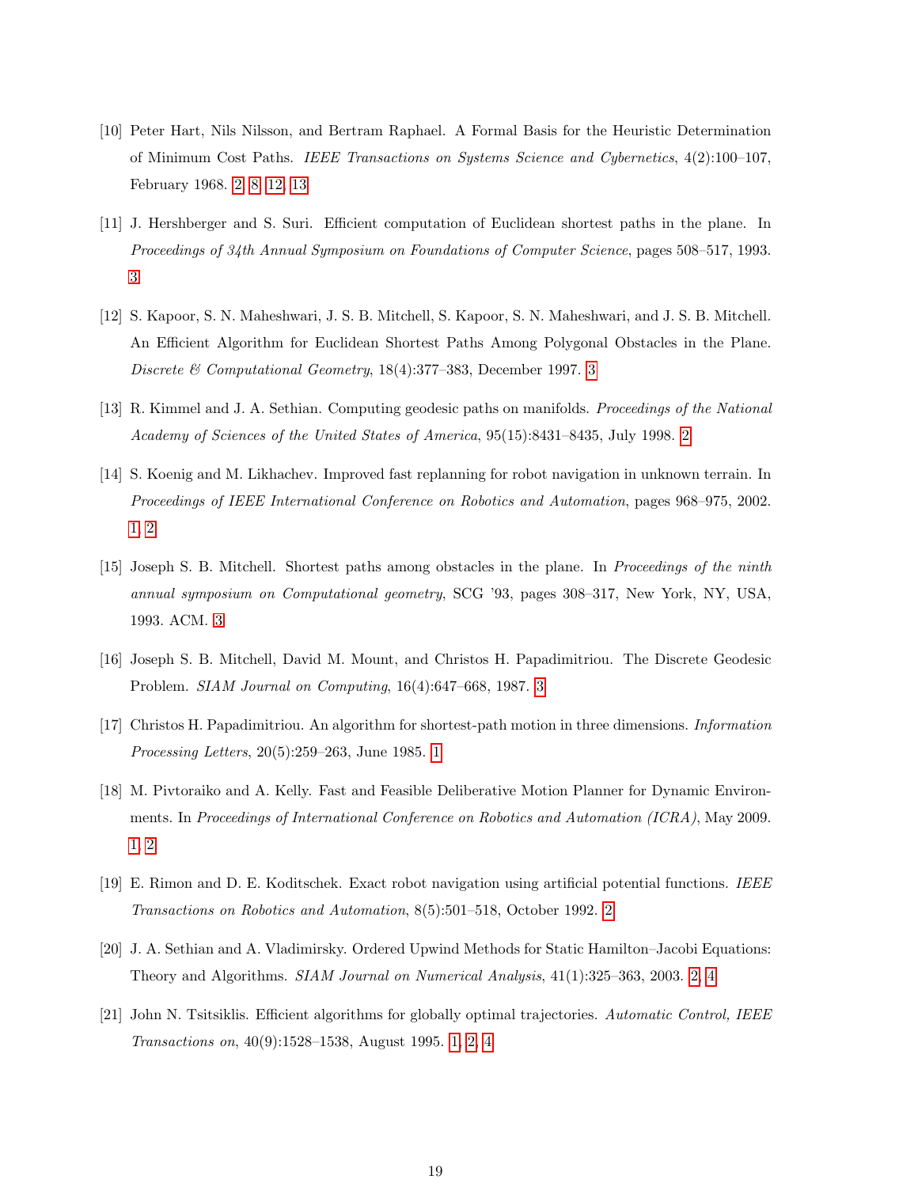[10] Peter Hart, Nils Nilsson, and Bertram Raphael. A Formal Basis for the Heuristic Determination of Minimum Cost Paths. *IEEE Transactions on Systems Science and Cybernetics*, 4(2):100–107, February 1968. 2, 8, 12, 13

[11] J. Hershberger and S. Suri. Efficient computation of Euclidean shortest paths in the plane. In *Proceedings of 34th Annual Symposium on Foundations of Computer Science*, pages 508–517, 1993. 3

[12] S. Kapoor, S. N. Maheshwari, J. S. B. Mitchell, S. Kapoor, S. N. Maheshwari, and J. S. B. Mitchell. An Efficient Algorithm for Euclidean Shortest Paths Among Polygonal Obstacles in the Plane. *Discrete & Computational Geometry*, 18(4):377–383, December 1997. 3

[13] R. Kimmel and J. A. Sethian. Computing geodesic paths on manifolds. *Proceedings of the National Academy of Sciences of the United States of America*, 95(15):8431–8435, July 1998. 2

[14] S. Koenig and M. Likhachev. Improved fast replanning for robot navigation in unknown terrain. In *Proceedings of IEEE International Conference on Robotics and Automation*, pages 968–975, 2002. 1, 2

[15] Joseph S. B. Mitchell. Shortest paths among obstacles in the plane. In *Proceedings of the ninth annual symposium on Computational geometry*, SCG '93, pages 308–317, New York, NY, USA, 1993. ACM. 3

[16] Joseph S. B. Mitchell, David M. Mount, and Christos H. Papadimitriou. The Discrete Geodesic Problem. *SIAM Journal on Computing*, 16(4):647–668, 1987. 3

[17] Christos H. Papadimitriou. An algorithm for shortest-path motion in three dimensions. *Information Processing Letters*, 20(5):259–263, June 1985. 1

[18] M. Pivtoraiko and A. Kelly. Fast and Feasible Deliberative Motion Planner for Dynamic Environments. In *Proceedings of International Conference on Robotics and Automation (ICRA)*, May 2009. 1, 2

[19] E. Rimon and D. E. Koditschek. Exact robot navigation using artificial potential functions. *IEEE Transactions on Robotics and Automation*, 8(5):501–518, October 1992. 2

[20] J. A. Sethian and A. Vladimirsky. Ordered Upwind Methods for Static Hamilton–Jacobi Equations: Theory and Algorithms. *SIAM Journal on Numerical Analysis*, 41(1):325–363, 2003. 2, 4

[21] John N. Tsitsiklis. Efficient algorithms for globally optimal trajectories. *Automatic Control, IEEE Transactions on*, 40(9):1528–1538, August 1995. 1, 2, 4